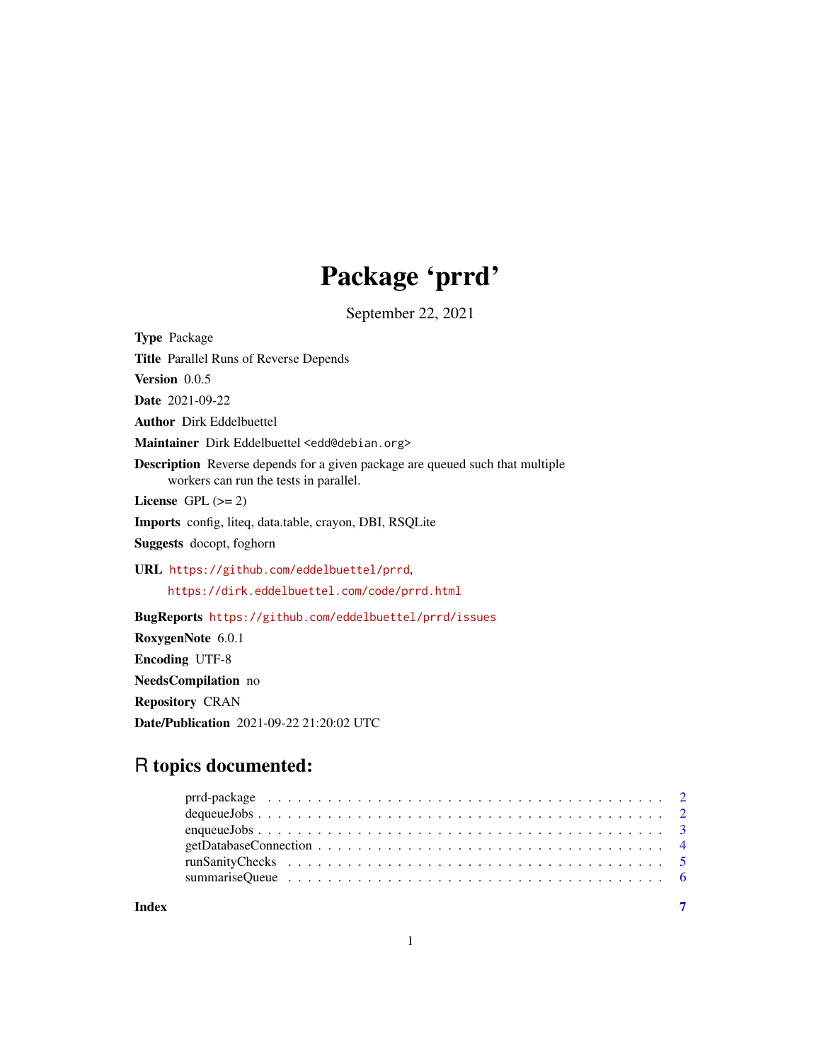# Package 'prrd'

September 22, 2021

**Type** Package

**Title** Parallel Runs of Reverse Depends

**Version** 0.0.5

**Date** 2021-09-22

**Author** Dirk Eddelbuettel

**Maintainer** Dirk Eddelbuettel <edd@debian.org>

**Description** Reverse depends for a given package are queued such that multiple workers can run the tests in parallel.

**License** GPL (>= 2)

**Imports** config, liteq, data.table, crayon, DBI, RSQLite

**Suggests** docopt, foghorn

**URL** https://github.com/eddelbuettel/prrd, https://dirk.eddelbuettel.com/code/prrd.html

**BugReports** https://github.com/eddelbuettel/prrd/issues

**RoxygenNote** 6.0.1

**Encoding** UTF-8

**NeedsCompilation** no

**Repository** CRAN

**Date/Publication** 2021-09-22 21:20:02 UTC

## R topics documented:

| | |
|---|---|
| prrd-package | 2 |
| dequeueJobs | 2 |
| enqueueJobs | 3 |
| getDatabaseConnection | 4 |
| runSanityChecks | 5 |
| summariseQueue | 6 |
| **Index** | **7** |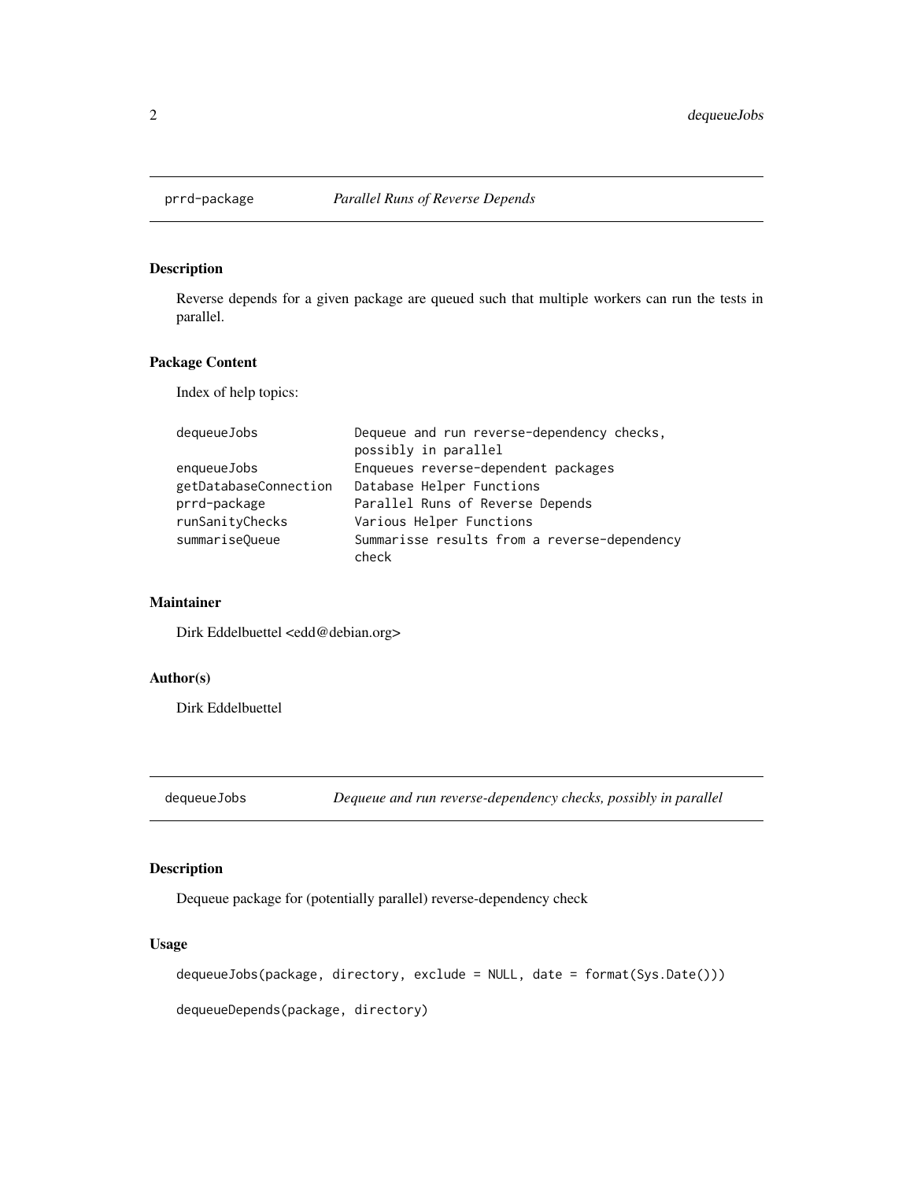## prrd-package *Parallel Runs of Reverse Depends*

### Description

Reverse depends for a given package are queued such that multiple workers can run the tests in parallel.

### Package Content

Index of help topics:

```
dequeueJobs             Dequeue and run reverse-dependency checks,
                        possibly in parallel
enqueueJobs             Enqueues reverse-dependent packages
getDatabaseConnection   Database Helper Functions
prrd-package            Parallel Runs of Reverse Depends
runSanityChecks         Various Helper Functions
summariseQueue          Summarisse results from a reverse-dependency
                        check
```

### Maintainer

Dirk Eddelbuettel <edd@debian.org>

### Author(s)

Dirk Eddelbuettel

## dequeueJobs *Dequeue and run reverse-dependency checks, possibly in parallel*

### Description

Dequeue package for (potentially parallel) reverse-dependency check

### Usage

```
dequeueJobs(package, directory, exclude = NULL, date = format(Sys.Date()))

dequeueDepends(package, directory)
```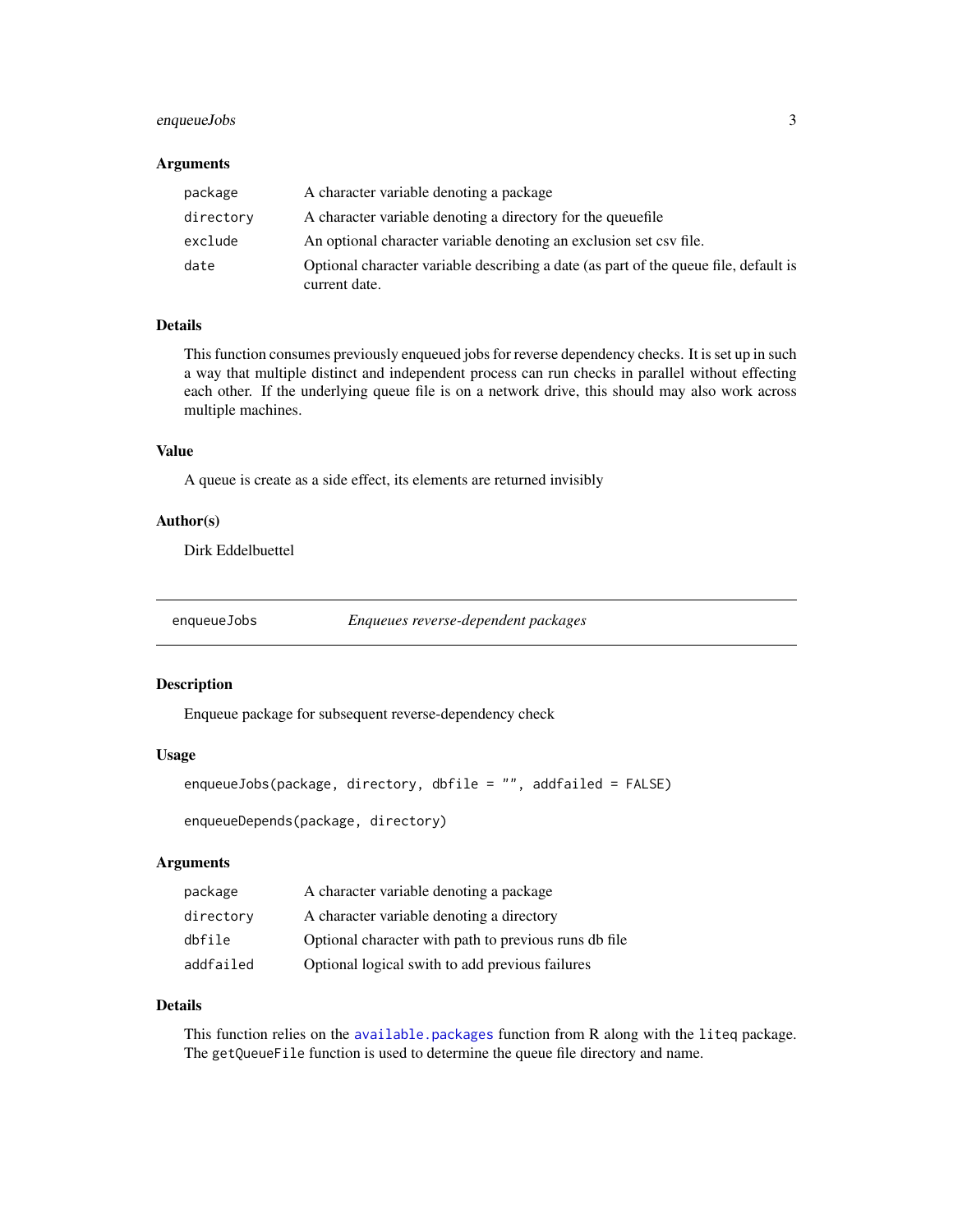### Arguments

| | |
|---|---|
| `package` | A character variable denoting a package |
| `directory` | A character variable denoting a directory for the queuefile |
| `exclude` | An optional character variable denoting an exclusion set csv file. |
| `date` | Optional character variable describing a date (as part of the queue file, default is current date. |

### Details

This function consumes previously enqueued jobs for reverse dependency checks. It is set up in such a way that multiple distinct and independent process can run checks in parallel without effecting each other. If the underlying queue file is on a network drive, this should may also work across multiple machines.

### Value

A queue is create as a side effect, its elements are returned invisibly

### Author(s)

Dirk Eddelbuettel

---

## `enqueueJobs` *Enqueues reverse-dependent packages*

---

### Description

Enqueue package for subsequent reverse-dependency check

### Usage

```
enqueueJobs(package, directory, dbfile = "", addfailed = FALSE)

enqueueDepends(package, directory)
```

### Arguments

| | |
|---|---|
| `package` | A character variable denoting a package |
| `directory` | A character variable denoting a directory |
| `dbfile` | Optional character with path to previous runs db file |
| `addfailed` | Optional logical swith to add previous failures |

### Details

This function relies on the `available.packages` function from R along with the `liteq` package. The `getQueueFile` function is used to determine the queue file directory and name.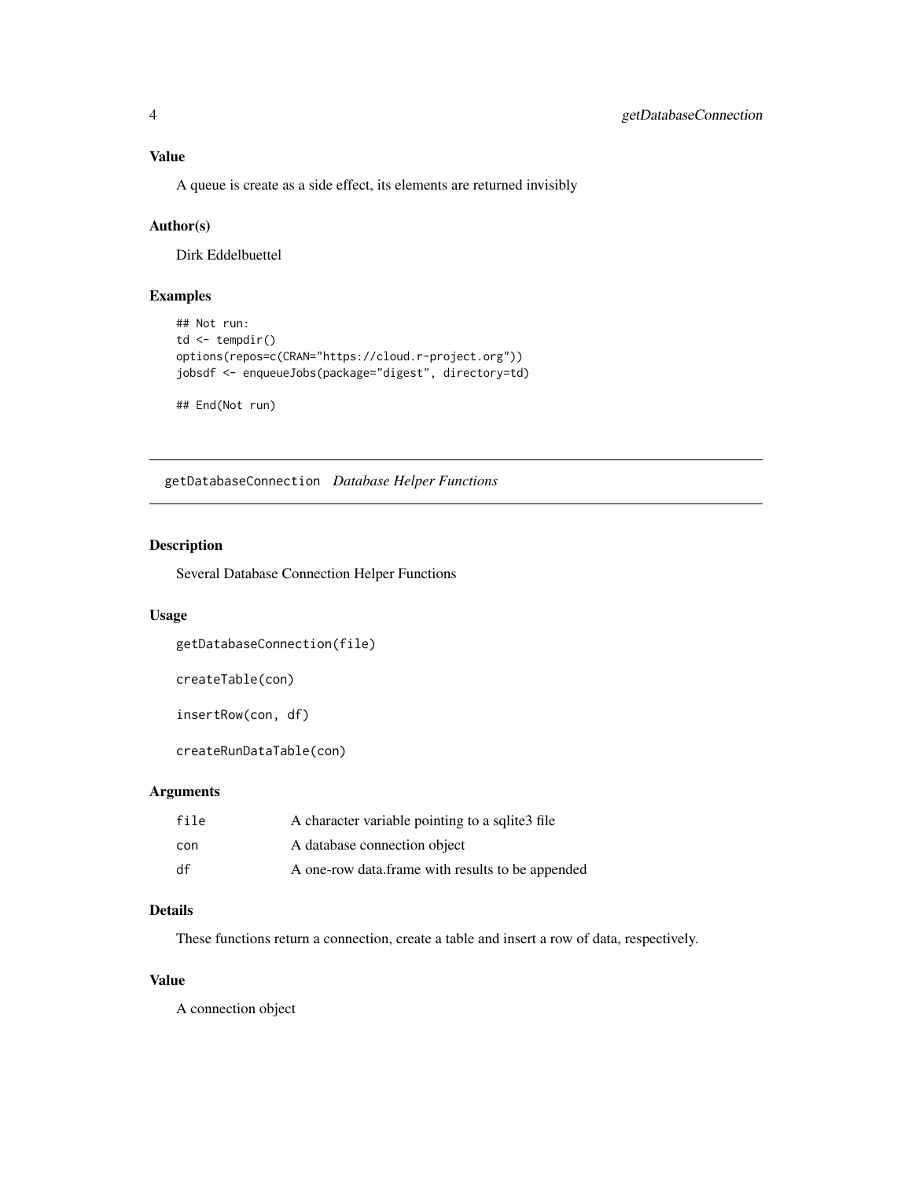### Value

A queue is create as a side effect, its elements are returned invisibly

### Author(s)

Dirk Eddelbuettel

### Examples

```
## Not run:
td <- tempdir()
options(repos=c(CRAN="https://cloud.r-project.org"))
jobsdf <- enqueueJobs(package="digest", directory=td)

## End(Not run)
```

---

## getDatabaseConnection *Database Helper Functions*

---

### Description

Several Database Connection Helper Functions

### Usage

```
getDatabaseConnection(file)

createTable(con)

insertRow(con, df)

createRunDataTable(con)
```

### Arguments

| | |
|---|---|
| `file` | A character variable pointing to a sqlite3 file |
| `con` | A database connection object |
| `df` | A one-row data.frame with results to be appended |

### Details

These functions return a connection, create a table and insert a row of data, respectively.

### Value

A connection object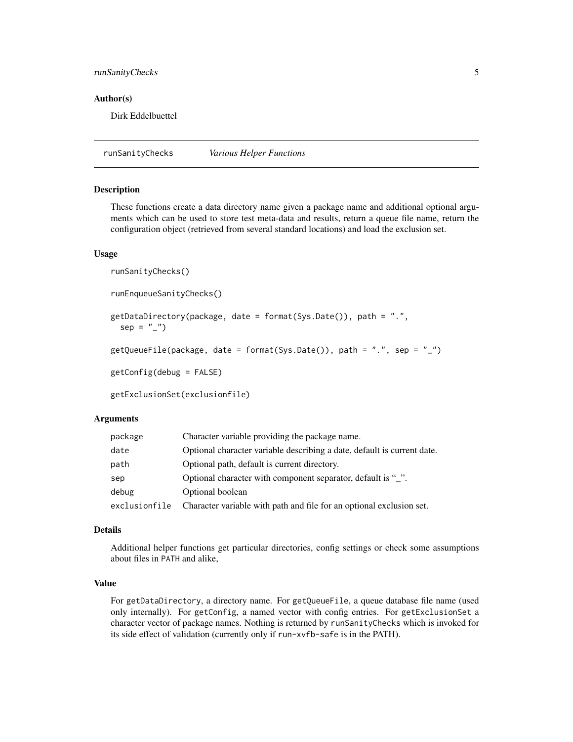## Author(s)

Dirk Eddelbuettel

---

runSanityChecks *Various Helper Functions*

---

### Description

These functions create a data directory name given a package name and additional optional arguments which can be used to store test meta-data and results, return a queue file name, return the configuration object (retrieved from several standard locations) and load the exclusion set.

### Usage

```
runSanityChecks()

runEnqueueSanityChecks()

getDataDirectory(package, date = format(Sys.Date()), path = ".",
  sep = "_")

getQueueFile(package, date = format(Sys.Date()), path = ".", sep = "_")

getConfig(debug = FALSE)

getExclusionSet(exclusionfile)
```

### Arguments

| | |
|---|---|
| `package` | Character variable providing the package name. |
| `date` | Optional character variable describing a date, default is current date. |
| `path` | Optional path, default is current directory. |
| `sep` | Optional character with component separator, default is "_". |
| `debug` | Optional boolean |
| `exclusionfile` | Character variable with path and file for an optional exclusion set. |

### Details

Additional helper functions get particular directories, config settings or check some assumptions about files in `PATH` and alike,

### Value

For `getDataDirectory`, a directory name. For `getQueueFile`, a queue database file name (used only internally). For `getConfig`, a named vector with config entries. For `getExclusionSet` a character vector of package names. Nothing is returned by `runSanityChecks` which is invoked for its side effect of validation (currently only if `run-xvfb-safe` is in the PATH).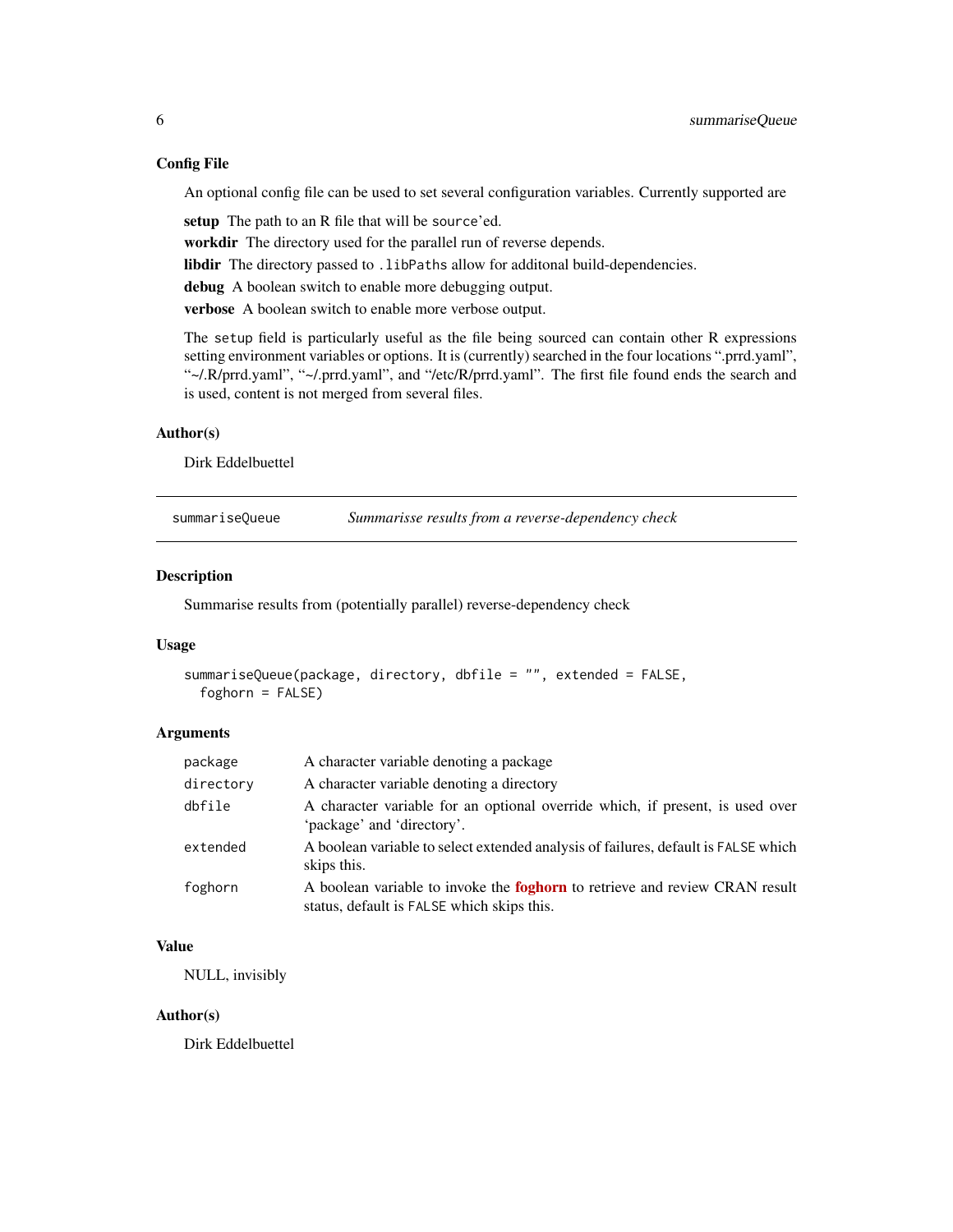### Config File

An optional config file can be used to set several configuration variables. Currently supported are

**setup** The path to an R file that will be `source`'ed.

**workdir** The directory used for the parallel run of reverse depends.

**libdir** The directory passed to `.libPaths` allow for additonal build-dependencies.

**debug** A boolean switch to enable more debugging output.

**verbose** A boolean switch to enable more verbose output.

The `setup` field is particularly useful as the file being sourced can contain other R expressions setting environment variables or options. It is (currently) searched in the four locations ".prrd.yaml", "~/.R/prrd.yaml", "~/.prrd.yaml", and "/etc/R/prrd.yaml". The first file found ends the search and is used, content is not merged from several files.

### Author(s)

Dirk Eddelbuettel

---

## `summariseQueue` — *Summarisse results from a reverse-dependency check*

---

### Description

Summarise results from (potentially parallel) reverse-dependency check

### Usage

```
summariseQueue(package, directory, dbfile = "", extended = FALSE,
  foghorn = FALSE)
```

### Arguments

| | |
|---|---|
| `package` | A character variable denoting a package |
| `directory` | A character variable denoting a directory |
| `dbfile` | A character variable for an optional override which, if present, is used over 'package' and 'directory'. |
| `extended` | A boolean variable to select extended analysis of failures, default is `FALSE` which skips this. |
| `foghorn` | A boolean variable to invoke the **foghorn** to retrieve and review CRAN result status, default is `FALSE` which skips this. |

### Value

NULL, invisibly

### Author(s)

Dirk Eddelbuettel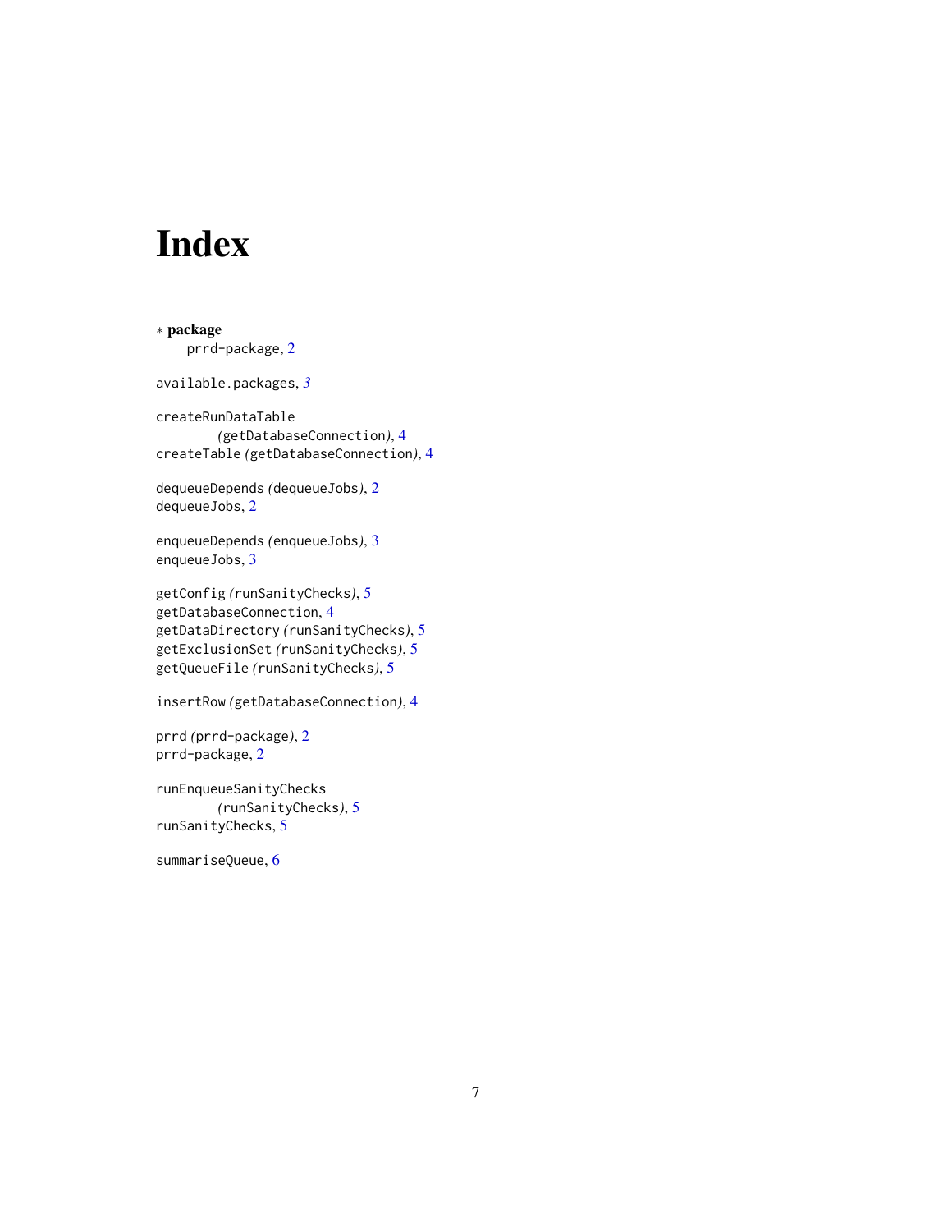# Index

∗ **package**
  prrd-package, 2

available.packages, *3*

createRunDataTable (getDatabaseConnection), 4
createTable (getDatabaseConnection), 4

dequeueDepends (dequeueJobs), 2
dequeueJobs, 2

enqueueDepends (enqueueJobs), 3
enqueueJobs, 3

getConfig (runSanityChecks), 5
getDatabaseConnection, 4
getDataDirectory (runSanityChecks), 5
getExclusionSet (runSanityChecks), 5
getQueueFile (runSanityChecks), 5

insertRow (getDatabaseConnection), 4

prrd (prrd-package), 2
prrd-package, 2

runEnqueueSanityChecks (runSanityChecks), 5
runSanityChecks, 5

summariseQueue, 6